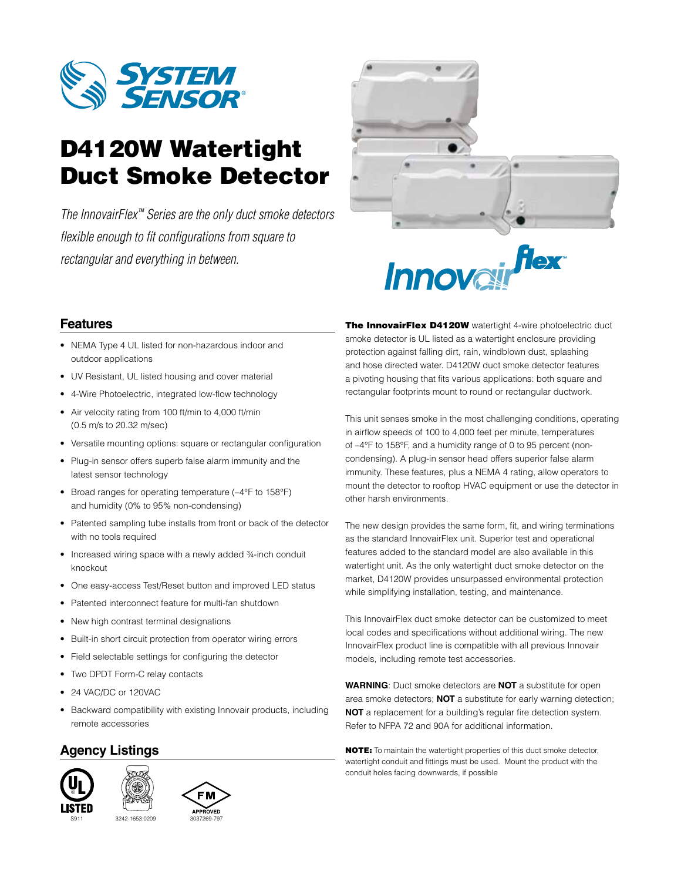# D4120W Watertight Duct Smoke Detector

*The InnovairFlex™ Series are the only duct smoke detectors flexible enough to fit configurations from square to rectangular and everything in between.*

## Features

- NEMA Type 4 UL listed for non-hazardous indoor and outdoor applications
- UV Resistant, UL listed housing and cover material
- 4-Wire Photoelectric, integrated low-flow technology
- Air velocity rating from 100 ft/min to 4,000 ft/min (0.5 m/s to 20.32 m/sec)
- Versatile mounting options: square or rectangular configuration
- Plug-in sensor offers superb false alarm immunity and the latest sensor technology
- Broad ranges for operating temperature (–4°F to 158°F) and humidity (0% to 95% non-condensing)
- Patented sampling tube installs from front or back of the detector with no tools required
- Increased wiring space with a newly added ¾-inch conduit knockout
- One easy-access Test/Reset button and improved LED status
- Patented interconnect feature for multi-fan shutdown
- New high contrast terminal designations
- Built-in short circuit protection from operator wiring errors
- Field selectable settings for configuring the detector
- Two DPDT Form-C relay contacts
- 24 VAC/DC or 120VAC
- Backward compatibility with existing Innovair products, including remote accessories

## Agency Listings

S911

3242-1653:0209

3037269-797

**The InnovairFlex D4120W** watertight 4-wire photoelectric duct smoke detector is UL listed as a watertight enclosure providing protection against falling dirt, rain, windblown dust, splashing and hose directed water. D4120W duct smoke detector features a pivoting housing that fits various applications: both square and rectangular footprints mount to round or rectangular ductwork.

This unit senses smoke in the most challenging conditions, operating in airflow speeds of 100 to 4,000 feet per minute, temperatures of –4°F to 158°F, and a humidity range of 0 to 95 percent (non-condensing). A plug-in sensor head offers superior false alarm immunity. These features, plus a NEMA 4 rating, allow operators to mount the detector to rooftop HVAC equipment or use the detector in other harsh environments.

The new design provides the same form, fit, and wiring terminations as the standard InnovairFlex unit. Superior test and operational features added to the standard model are also available in this watertight unit. As the only watertight duct smoke detector on the market, D4120W provides unsurpassed environmental protection while simplifying installation, testing, and maintenance.

This InnovairFlex duct smoke detector can be customized to meet local codes and specifications without additional wiring. The new InnovairFlex product line is compatible with all previous Innovair models, including remote test accessories.

**WARNING**: Duct smoke detectors are **NOT** a substitute for open area smoke detectors; **NOT** a substitute for early warning detection; **NOT** a replacement for a building's regular fire detection system. Refer to NFPA 72 and 90A for additional information.

**NOTE:** To maintain the watertight properties of this duct smoke detector, watertight conduit and fittings must be used. Mount the product with the conduit holes facing downwards, if possible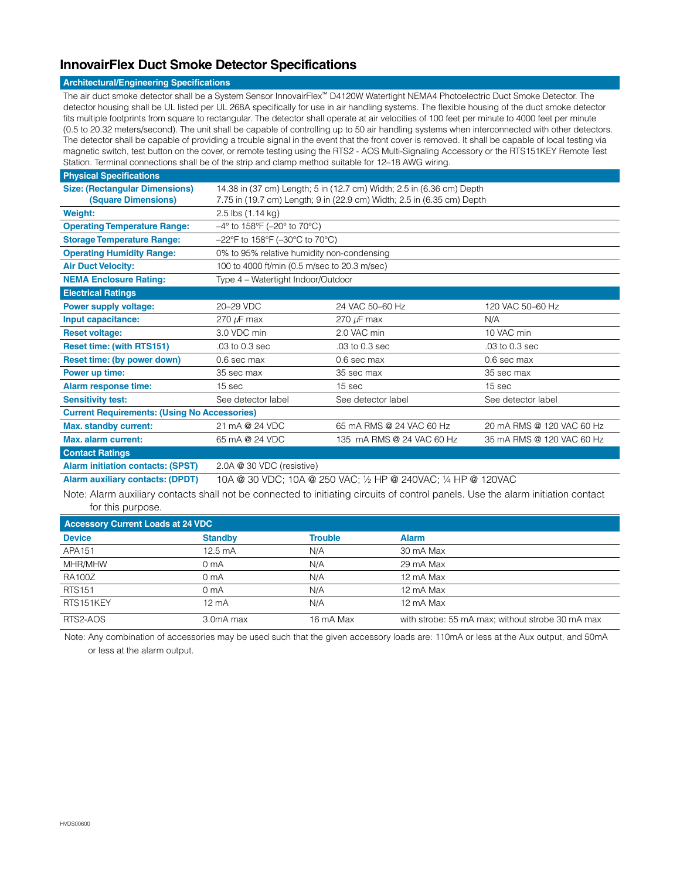# InnovairFlex Duct Smoke Detector Specifications

## Architectural/Engineering Specifications

The air duct smoke detector shall be a System Sensor InnovairFlex™ D4120W Watertight NEMA4 Photoelectric Duct Smoke Detector. The detector housing shall be UL listed per UL 268A specifically for use in air handling systems. The flexible housing of the duct smoke detector fits multiple footprints from square to rectangular. The detector shall operate at air velocities of 100 feet per minute to 4000 feet per minute (0.5 to 20.32 meters/second). The unit shall be capable of controlling up to 50 air handling systems when interconnected with other detectors. The detector shall be capable of providing a trouble signal in the event that the front cover is removed. It shall be capable of local testing via magnetic switch, test button on the cover, or remote testing using the RTS2 - AOS Multi-Signaling Accessory or the RTS151KEY Remote Test Station. Terminal connections shall be of the strip and clamp method suitable for 12–18 AWG wiring.

| Physical Specifications | | | |
|---|---|---|---|
| **Size: (Rectangular Dimensions)** | 14.38 in (37 cm) Length; 5 in (12.7 cm) Width; 2.5 in (6.36 cm) Depth | | |
| **(Square Dimensions)** | 7.75 in (19.7 cm) Length; 9 in (22.9 cm) Width; 2.5 in (6.35 cm) Depth | | |
| **Weight:** | 2.5 lbs (1.14 kg) | | |
| **Operating Temperature Range:** | –4° to 158°F (–20° to 70°C) | | |
| **Storage Temperature Range:** | –22°F to 158°F (–30°C to 70°C) | | |
| **Operating Humidity Range:** | 0% to 95% relative humidity non-condensing | | |
| **Air Duct Velocity:** | 100 to 4000 ft/min (0.5 m/sec to 20.3 m/sec) | | |
| **NEMA Enclosure Rating:** | Type 4 – Watertight Indoor/Outdoor | | |
| **Electrical Ratings** | | | |
| **Power supply voltage:** | 20–29 VDC | 24 VAC 50–60 Hz | 120 VAC 50–60 Hz |
| **Input capacitance:** | 270 μF max | 270 μF max | N/A |
| **Reset voltage:** | 3.0 VDC min | 2.0 VAC min | 10 VAC min |
| **Reset time: (with RTS151)** | .03 to 0.3 sec | .03 to 0.3 sec | .03 to 0.3 sec |
| **Reset time: (by power down)** | 0.6 sec max | 0.6 sec max | 0.6 sec max |
| **Power up time:** | 35 sec max | 35 sec max | 35 sec max |
| **Alarm response time:** | 15 sec | 15 sec | 15 sec |
| **Sensitivity test:** | See detector label | See detector label | See detector label |
| **Current Requirements: (Using No Accessories)** | | | |
| **Max. standby current:** | 21 mA @ 24 VDC | 65 mA RMS @ 24 VAC 60 Hz | 20 mA RMS @ 120 VAC 60 Hz |
| **Max. alarm current:** | 65 mA @ 24 VDC | 135 mA RMS @ 24 VAC 60 Hz | 35 mA RMS @ 120 VAC 60 Hz |
| **Contact Ratings** | | | |
| **Alarm initiation contacts: (SPST)** | 2.0A @ 30 VDC (resistive) | | |
| **Alarm auxiliary contacts: (DPDT)** | 10A @ 30 VDC; 10A @ 250 VAC; ½ HP @ 240VAC; ¼ HP @ 120VAC | | |

Note: Alarm auxiliary contacts shall not be connected to initiating circuits of control panels. Use the alarm initiation contact for this purpose.

| Accessory Current Loads at 24 VDC | | | |
|---|---|---|---|
| **Device** | **Standby** | **Trouble** | **Alarm** |
| APA151 | 12.5 mA | N/A | 30 mA Max |
| MHR/MHW | 0 mA | N/A | 29 mA Max |
| RA100Z | 0 mA | N/A | 12 mA Max |
| RTS151 | 0 mA | N/A | 12 mA Max |
| RTS151KEY | 12 mA | N/A | 12 mA Max |
| RTS2-AOS | 3.0mA max | 16 mA Max | with strobe: 55 mA max; without strobe 30 mA max |

Note: Any combination of accessories may be used such that the given accessory loads are: 110mA or less at the Aux output, and 50mA or less at the alarm output.

HVDS00600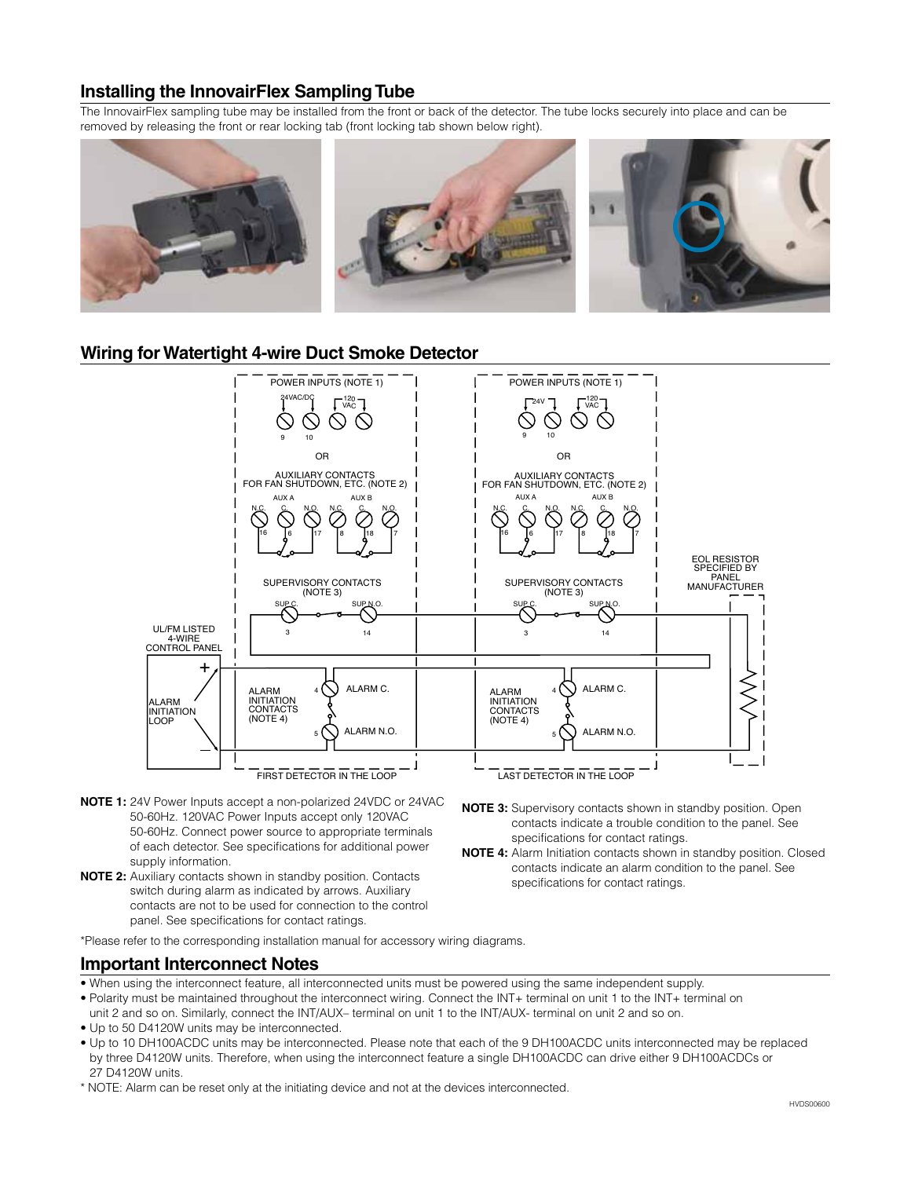## Installing the InnovairFlex Sampling Tube

The InnovairFlex sampling tube may be installed from the front or back of the detector. The tube locks securely into place and can be removed by releasing the front or rear locking tab (front locking tab shown below right).

## Wiring for Watertight 4-wire Duct Smoke Detector

**NOTE 1:** 24V Power Inputs accept a non-polarized 24VDC or 24VAC 50-60Hz. 120VAC Power Inputs accept only 120VAC 50-60Hz. Connect power source to appropriate terminals of each detector. See specifications for additional power supply information.

**NOTE 2:** Auxiliary contacts shown in standby position. Contacts switch during alarm as indicated by arrows. Auxiliary contacts are not to be used for connection to the control panel. See specifications for contact ratings.

**NOTE 3:** Supervisory contacts shown in standby position. Open contacts indicate a trouble condition to the panel. See specifications for contact ratings.

**NOTE 4:** Alarm Initiation contacts shown in standby position. Closed contacts indicate an alarm condition to the panel. See specifications for contact ratings.

*Please refer to the corresponding installation manual for accessory wiring diagrams.

## Important Interconnect Notes

- When using the interconnect feature, all interconnected units must be powered using the same independent supply.
- Polarity must be maintained throughout the interconnect wiring. Connect the INT+ terminal on unit 1 to the INT+ terminal on unit 2 and so on. Similarly, connect the INT/AUX– terminal on unit 1 to the INT/AUX- terminal on unit 2 and so on.
- Up to 50 D4120W units may be interconnected.
- Up to 10 DH100ACDC units may be interconnected. Please note that each of the 9 DH100ACDC units interconnected may be replaced by three D4120W units. Therefore, when using the interconnect feature a single DH100ACDC can drive either 9 DH100ACDCs or 27 D4120W units.

* NOTE: Alarm can be reset only at the initiating device and not at the devices interconnected.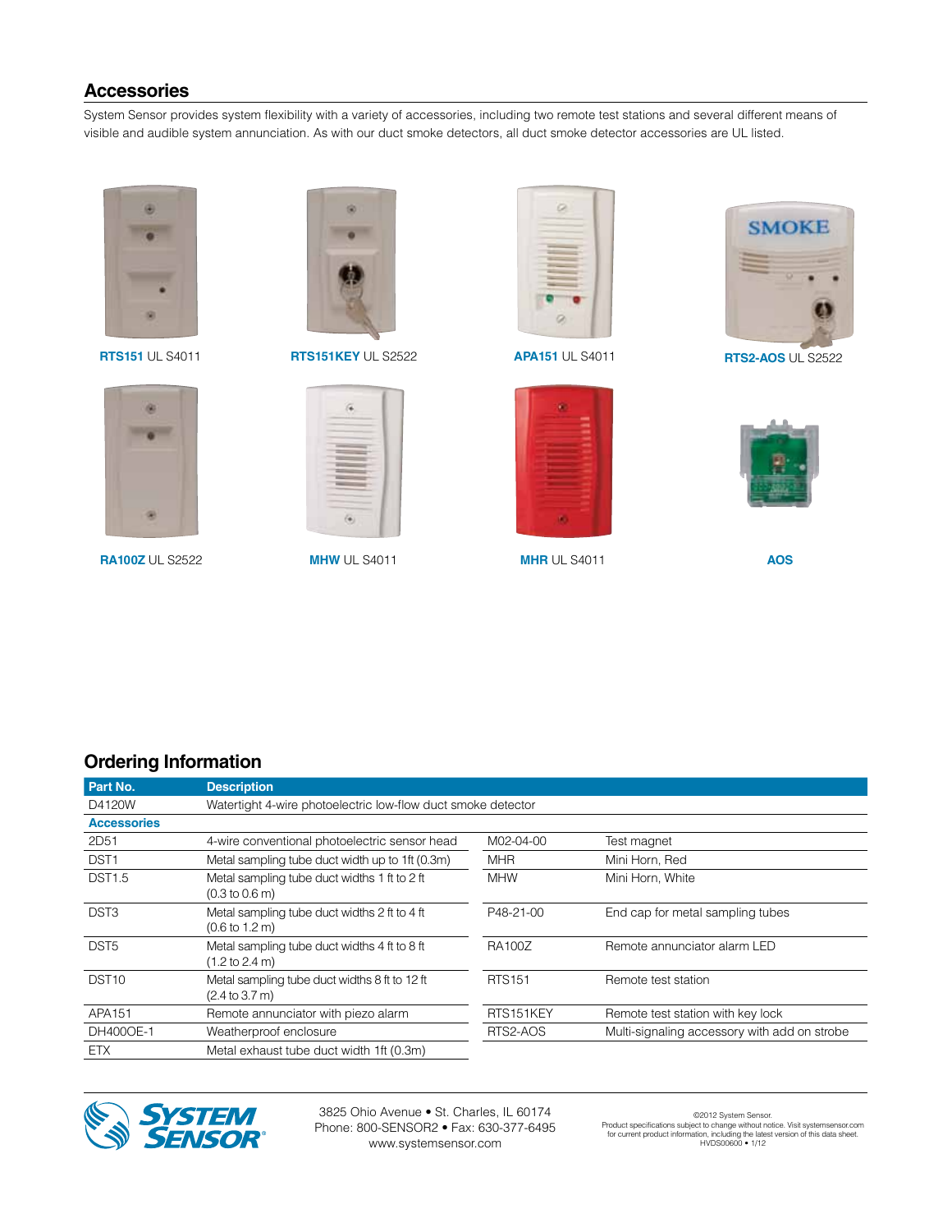## Accessories

System Sensor provides system flexibility with a variety of accessories, including two remote test stations and several different means of visible and audible system annunciation. As with our duct smoke detectors, all duct smoke detector accessories are UL listed.

**RTS151** UL S4011

**RTS151KEY** UL S2522

**APA151** UL S4011

**RTS2-AOS** UL S2522

**RA100Z** UL S2522

**MHW** UL S4011

**MHR** UL S4011

**AOS**

## Ordering Information

| Part No. | Description | | |
|---|---|---|---|
| D4120W | Watertight 4-wire photoelectric low-flow duct smoke detector | | |
| **Accessories** | | | |
| 2D51 | 4-wire conventional photoelectric sensor head | M02-04-00 | Test magnet |
| DST1 | Metal sampling tube duct width up to 1ft (0.3m) | MHR | Mini Horn, Red |
| DST1.5 | Metal sampling tube duct widths 1 ft to 2 ft (0.3 to 0.6 m) | MHW | Mini Horn, White |
| DST3 | Metal sampling tube duct widths 2 ft to 4 ft (0.6 to 1.2 m) | P48-21-00 | End cap for metal sampling tubes |
| DST5 | Metal sampling tube duct widths 4 ft to 8 ft (1.2 to 2.4 m) | RA100Z | Remote annunciator alarm LED |
| DST10 | Metal sampling tube duct widths 8 ft to 12 ft (2.4 to 3.7 m) | RTS151 | Remote test station |
| APA151 | Remote annunciator with piezo alarm | RTS151KEY | Remote test station with key lock |
| DH400OE-1 | Weatherproof enclosure | RTS2-AOS | Multi-signaling accessory with add on strobe |
| ETX | Metal exhaust tube duct width 1ft (0.3m) | | |

SYSTEM SENSOR®

3825 Ohio Avenue • St. Charles, IL 60174
Phone: 800-SENSOR2 • Fax: 630-377-6495
www.systemsensor.com

©2012 System Sensor.
Product specifications subject to change without notice. Visit systemsensor.com for current product information, including the latest version of this data sheet.
HVDS00600 • 1/12